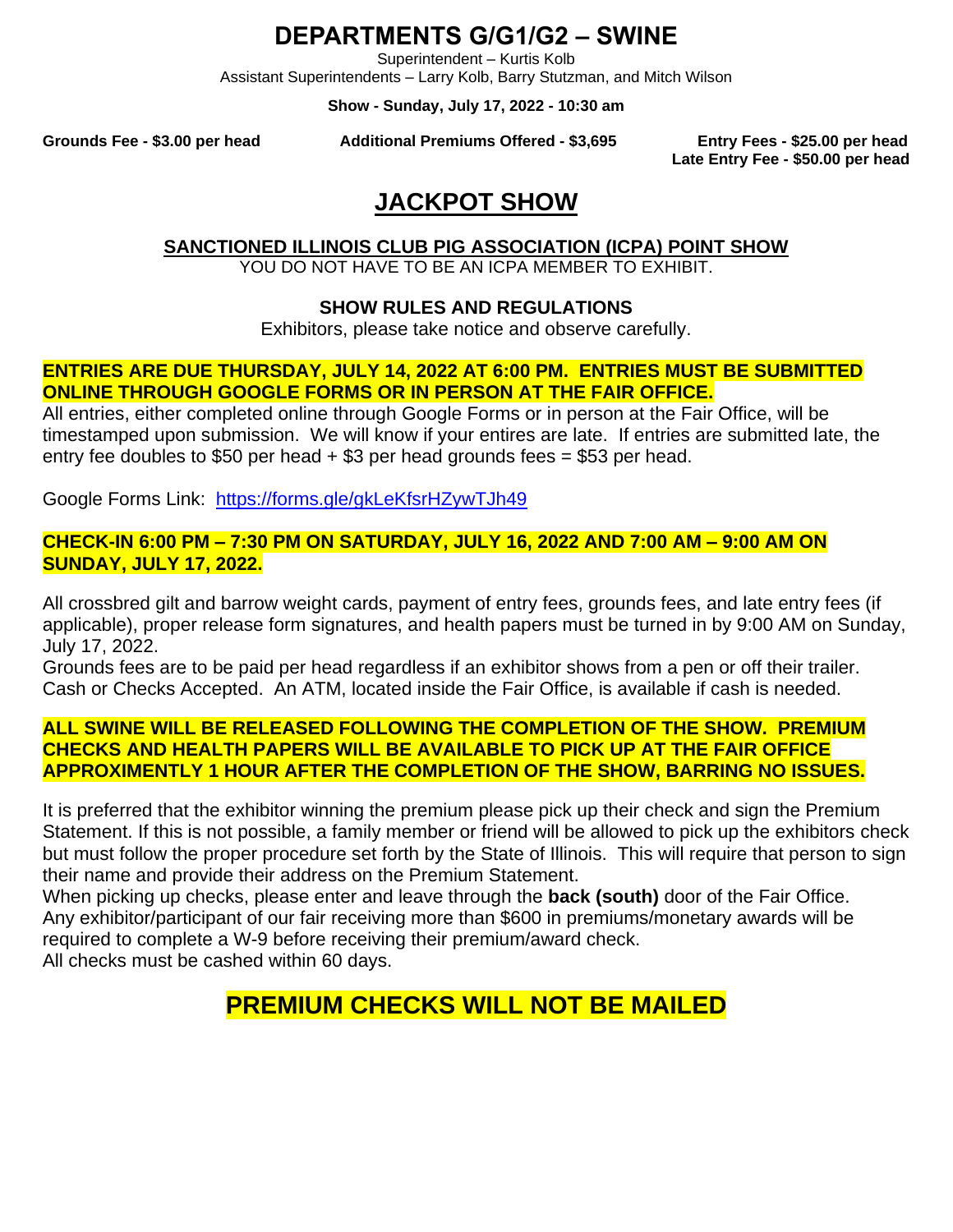# DEPARTMENTS G/G1/G2 – SWINE

Superintendent – Kurtis Kolb
Assistant Superintendents – Larry Kolb, Barry Stutzman, and Mitch Wilson

**Show - Sunday, July 17, 2022 - 10:30 am**

**Grounds Fee - $3.00 per head** **Additional Premiums Offered - $3,695** **Entry Fees - $25.00 per head**
**Late Entry Fee - $50.00 per head**

## JACKPOT SHOW

### SANCTIONED ILLINOIS CLUB PIG ASSOCIATION (ICPA) POINT SHOW

YOU DO NOT HAVE TO BE AN ICPA MEMBER TO EXHIBIT.

### SHOW RULES AND REGULATIONS

Exhibitors, please take notice and observe carefully.

**ENTRIES ARE DUE THURSDAY, JULY 14, 2022 AT 6:00 PM. ENTRIES MUST BE SUBMITTED ONLINE THROUGH GOOGLE FORMS OR IN PERSON AT THE FAIR OFFICE.**

All entries, either completed online through Google Forms or in person at the Fair Office, will be timestamped upon submission. We will know if your entires are late. If entries are submitted late, the entry fee doubles to $50 per head + $3 per head grounds fees = $53 per head.

Google Forms Link: https://forms.gle/gkLeKfsrHZywTJh49

**CHECK-IN 6:00 PM – 7:30 PM ON SATURDAY, JULY 16, 2022 AND 7:00 AM – 9:00 AM ON SUNDAY, JULY 17, 2022.**

All crossbred gilt and barrow weight cards, payment of entry fees, grounds fees, and late entry fees (if applicable), proper release form signatures, and health papers must be turned in by 9:00 AM on Sunday, July 17, 2022.
Grounds fees are to be paid per head regardless if an exhibitor shows from a pen or off their trailer.
Cash or Checks Accepted. An ATM, located inside the Fair Office, is available if cash is needed.

**ALL SWINE WILL BE RELEASED FOLLOWING THE COMPLETION OF THE SHOW. PREMIUM CHECKS AND HEALTH PAPERS WILL BE AVAILABLE TO PICK UP AT THE FAIR OFFICE APPROXIMENTLY 1 HOUR AFTER THE COMPLETION OF THE SHOW, BARRING NO ISSUES.**

It is preferred that the exhibitor winning the premium please pick up their check and sign the Premium Statement. If this is not possible, a family member or friend will be allowed to pick up the exhibitors check but must follow the proper procedure set forth by the State of Illinois. This will require that person to sign their name and provide their address on the Premium Statement.
When picking up checks, please enter and leave through the **back (south)** door of the Fair Office.
Any exhibitor/participant of our fair receiving more than $600 in premiums/monetary awards will be required to complete a W-9 before receiving their premium/award check.
All checks must be cashed within 60 days.

## PREMIUM CHECKS WILL NOT BE MAILED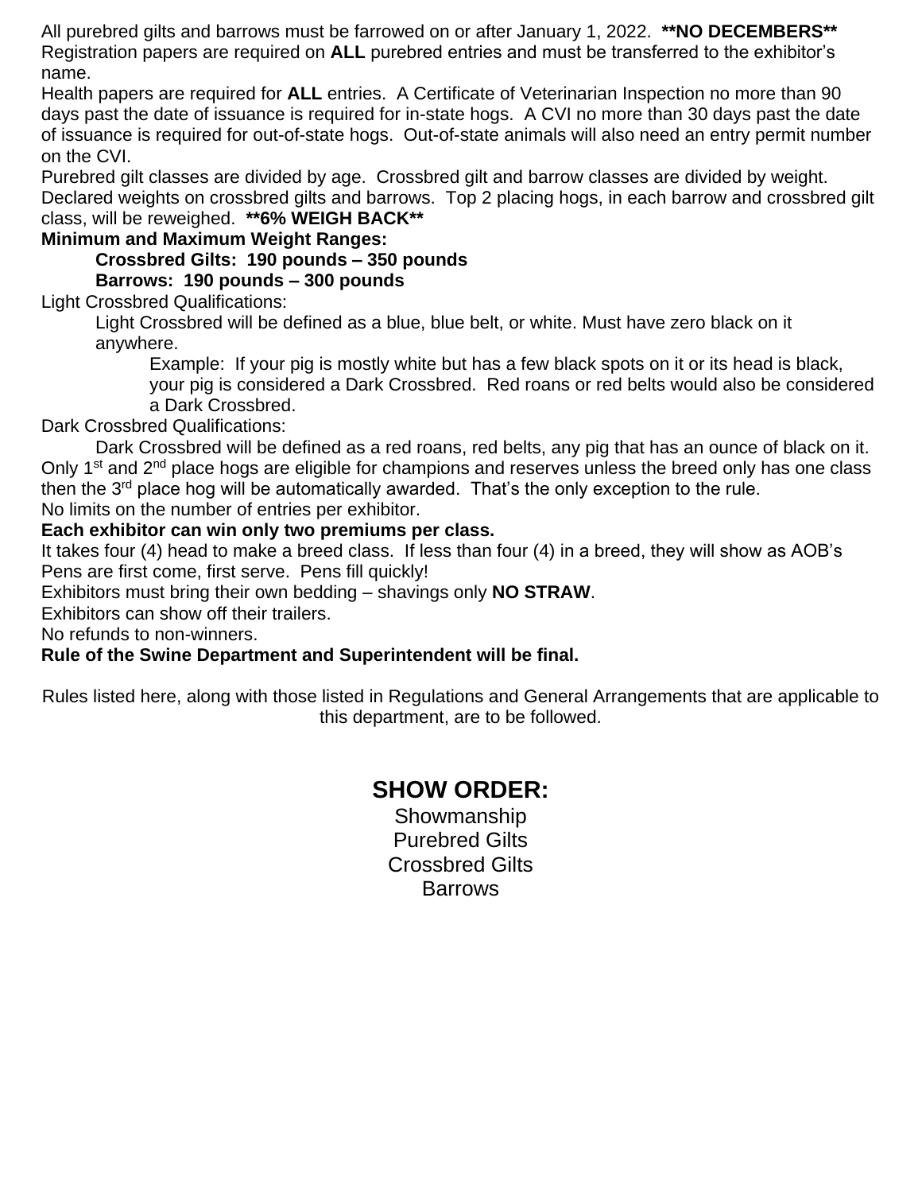All purebred gilts and barrows must be farrowed on or after January 1, 2022. **\*\*NO DECEMBERS\*\***
Registration papers are required on **ALL** purebred entries and must be transferred to the exhibitor's name.

Health papers are required for **ALL** entries. A Certificate of Veterinarian Inspection no more than 90 days past the date of issuance is required for in-state hogs. A CVI no more than 30 days past the date of issuance is required for out-of-state hogs. Out-of-state animals will also need an entry permit number on the CVI.

Purebred gilt classes are divided by age. Crossbred gilt and barrow classes are divided by weight. Declared weights on crossbred gilts and barrows. Top 2 placing hogs, in each barrow and crossbred gilt class, will be reweighed. **\*\*6% WEIGH BACK\*\***

**Minimum and Maximum Weight Ranges:**

> **Crossbred Gilts: 190 pounds – 350 pounds**
> **Barrows: 190 pounds – 300 pounds**

Light Crossbred Qualifications:

> Light Crossbred will be defined as a blue, blue belt, or white. Must have zero black on it anywhere.
>
> > Example: If your pig is mostly white but has a few black spots on it or its head is black, your pig is considered a Dark Crossbred. Red roans or red belts would also be considered a Dark Crossbred.

Dark Crossbred Qualifications:

> Dark Crossbred will be defined as a red roans, red belts, any pig that has an ounce of black on it.

Only 1st and 2nd place hogs are eligible for champions and reserves unless the breed only has one class then the 3rd place hog will be automatically awarded. That's the only exception to the rule.

No limits on the number of entries per exhibitor.

**Each exhibitor can win only two premiums per class.**

It takes four (4) head to make a breed class. If less than four (4) in a breed, they will show as AOB's

Pens are first come, first serve. Pens fill quickly!

Exhibitors must bring their own bedding – shavings only **NO STRAW**.

Exhibitors can show off their trailers.

No refunds to non-winners.

**Rule of the Swine Department and Superintendent will be final.**

Rules listed here, along with those listed in Regulations and General Arrangements that are applicable to this department, are to be followed.

## SHOW ORDER:

Showmanship
Purebred Gilts
Crossbred Gilts
Barrows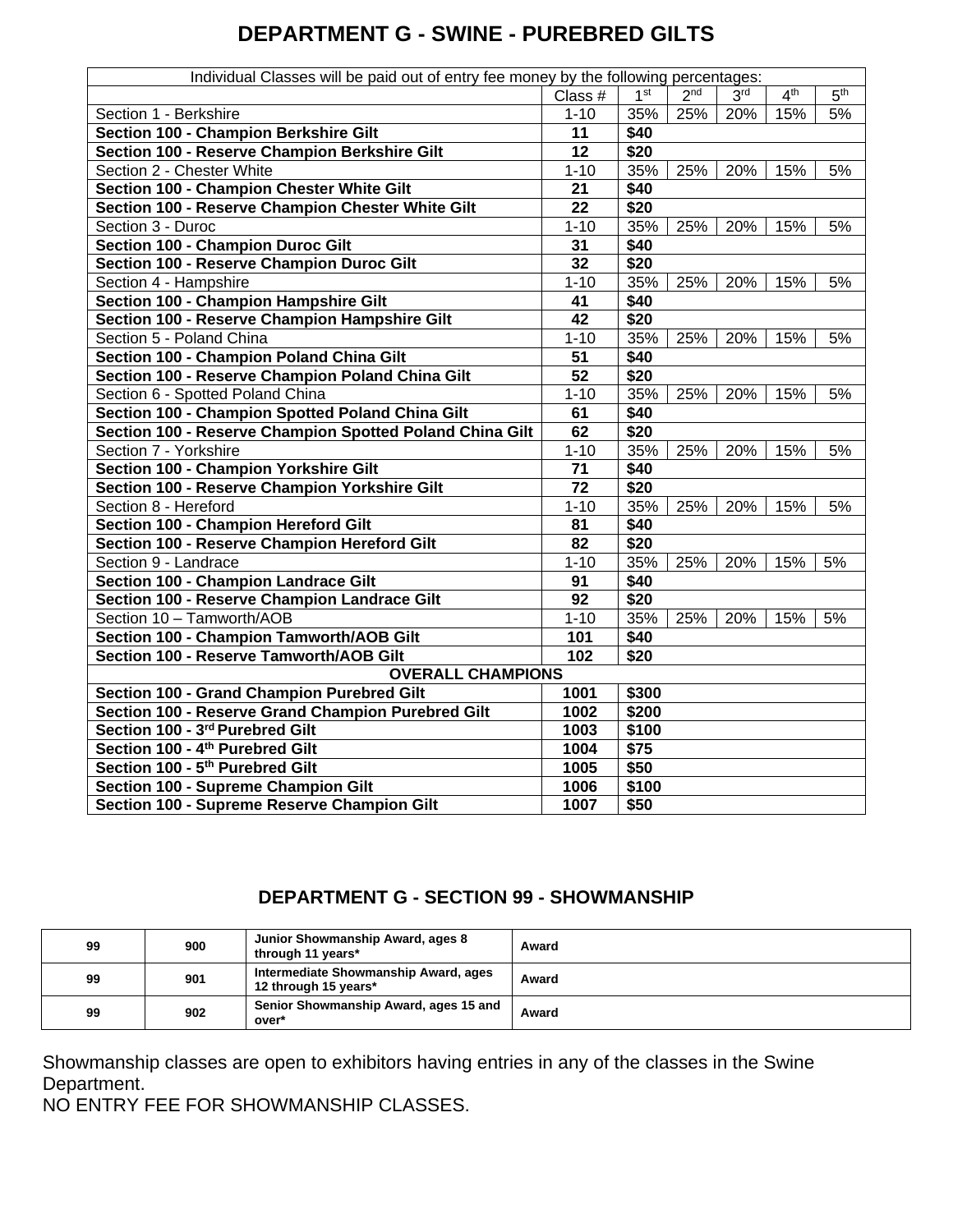# DEPARTMENT G - SWINE - PUREBRED GILTS

| Individual Classes will be paid out of entry fee money by the following percentages: | | | | | | |
|---|---|---|---|---|---|---|
| | Class # | 1st | 2nd | 3rd | 4th | 5th |
| Section 1 - Berkshire | 1-10 | 35% | 25% | 20% | 15% | 5% |
| **Section 100 - Champion Berkshire Gilt** | **11** | **$40** | | | | |
| **Section 100 - Reserve Champion Berkshire Gilt** | **12** | **$20** | | | | |
| Section 2 - Chester White | 1-10 | 35% | 25% | 20% | 15% | 5% |
| **Section 100 - Champion Chester White Gilt** | **21** | **$40** | | | | |
| **Section 100 - Reserve Champion Chester White Gilt** | **22** | **$20** | | | | |
| Section 3 - Duroc | 1-10 | 35% | 25% | 20% | 15% | 5% |
| **Section 100 - Champion Duroc Gilt** | **31** | **$40** | | | | |
| **Section 100 - Reserve Champion Duroc Gilt** | **32** | **$20** | | | | |
| Section 4 - Hampshire | 1-10 | 35% | 25% | 20% | 15% | 5% |
| **Section 100 - Champion Hampshire Gilt** | **41** | **$40** | | | | |
| **Section 100 - Reserve Champion Hampshire Gilt** | **42** | **$20** | | | | |
| Section 5 - Poland China | 1-10 | 35% | 25% | 20% | 15% | 5% |
| **Section 100 - Champion Poland China Gilt** | **51** | **$40** | | | | |
| **Section 100 - Reserve Champion Poland China Gilt** | **52** | **$20** | | | | |
| Section 6 - Spotted Poland China | 1-10 | 35% | 25% | 20% | 15% | 5% |
| **Section 100 - Champion Spotted Poland China Gilt** | **61** | **$40** | | | | |
| **Section 100 - Reserve Champion Spotted Poland China Gilt** | **62** | **$20** | | | | |
| Section 7 - Yorkshire | 1-10 | 35% | 25% | 20% | 15% | 5% |
| **Section 100 - Champion Yorkshire Gilt** | **71** | **$40** | | | | |
| **Section 100 - Reserve Champion Yorkshire Gilt** | **72** | **$20** | | | | |
| Section 8 - Hereford | 1-10 | 35% | 25% | 20% | 15% | 5% |
| **Section 100 - Champion Hereford Gilt** | **81** | **$40** | | | | |
| **Section 100 - Reserve Champion Hereford Gilt** | **82** | **$20** | | | | |
| Section 9 - Landrace | 1-10 | 35% | 25% | 20% | 15% | 5% |
| **Section 100 - Champion Landrace Gilt** | **91** | **$40** | | | | |
| **Section 100 - Reserve Champion Landrace Gilt** | **92** | **$20** | | | | |
| Section 10 – Tamworth/AOB | 1-10 | 35% | 25% | 20% | 15% | 5% |
| **Section 100 - Champion Tamworth/AOB Gilt** | **101** | **$40** | | | | |
| **Section 100 - Reserve Tamworth/AOB Gilt** | **102** | **$20** | | | | |
| **OVERALL CHAMPIONS** | | | | | | |
| **Section 100 - Grand Champion Purebred Gilt** | **1001** | **$300** | | | | |
| **Section 100 - Reserve Grand Champion Purebred Gilt** | **1002** | **$200** | | | | |
| **Section 100 - 3rd Purebred Gilt** | **1003** | **$100** | | | | |
| **Section 100 - 4th Purebred Gilt** | **1004** | **$75** | | | | |
| **Section 100 - 5th Purebred Gilt** | **1005** | **$50** | | | | |
| **Section 100 - Supreme Champion Gilt** | **1006** | **$100** | | | | |
| **Section 100 - Supreme Reserve Champion Gilt** | **1007** | **$50** | | | | |

## DEPARTMENT G - SECTION 99 - SHOWMANSHIP

| | | | |
|---|---|---|---|
| **99** | **900** | **Junior Showmanship Award, ages 8 through 11 years*** | **Award** |
| **99** | **901** | **Intermediate Showmanship Award, ages 12 through 15 years*** | **Award** |
| **99** | **902** | **Senior Showmanship Award, ages 15 and over*** | **Award** |

Showmanship classes are open to exhibitors having entries in any of the classes in the Swine Department.
NO ENTRY FEE FOR SHOWMANSHIP CLASSES.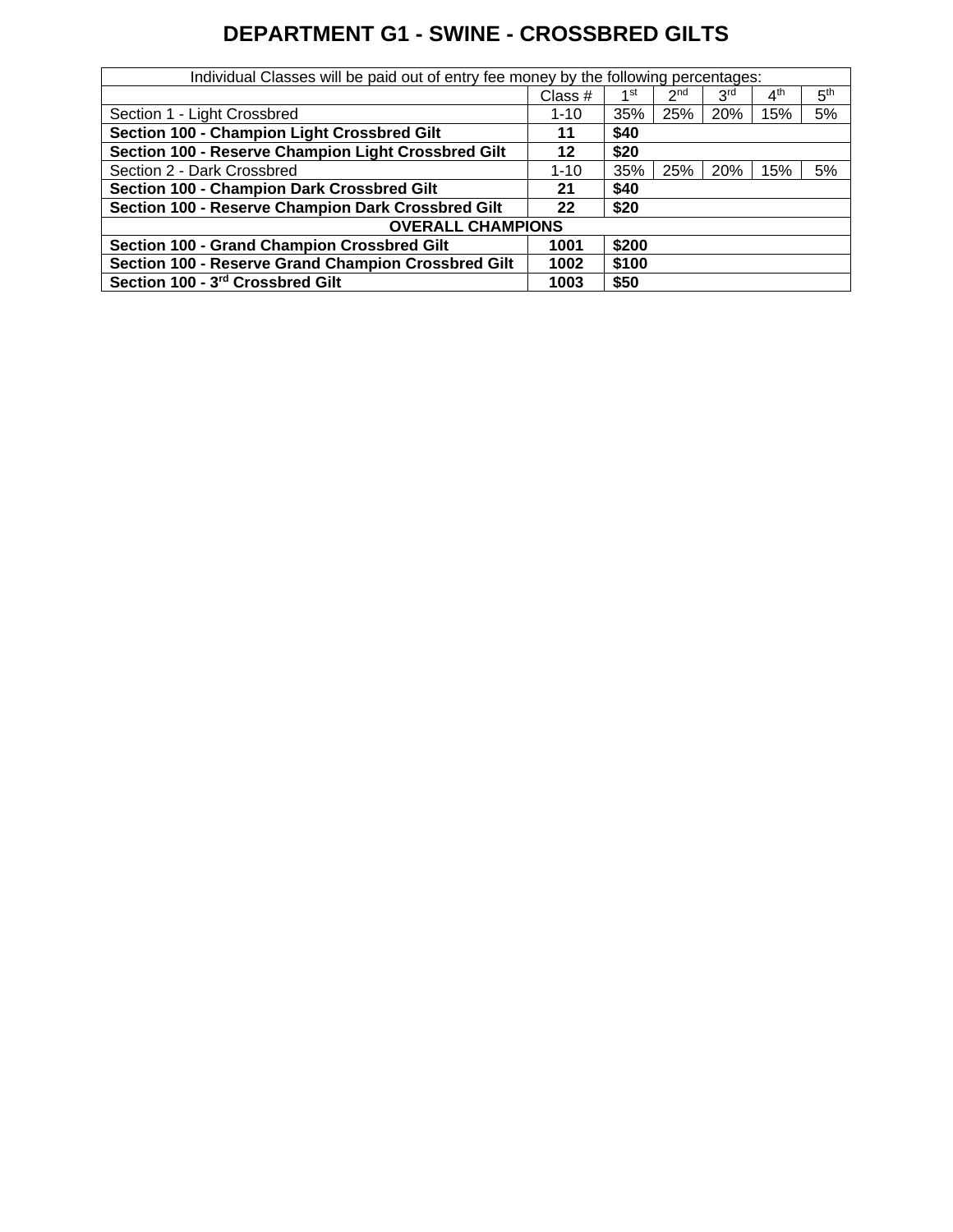# DEPARTMENT G1 - SWINE - CROSSBRED GILTS

| Individual Classes will be paid out of entry fee money by the following percentages: | | | | | | |
|---|---|---|---|---|---|---|
| | Class # | 1st | 2nd | 3rd | 4th | 5th |
| Section 1 - Light Crossbred | 1-10 | 35% | 25% | 20% | 15% | 5% |
| **Section 100 - Champion Light Crossbred Gilt** | **11** | **$40** | | | | |
| **Section 100 - Reserve Champion Light Crossbred Gilt** | **12** | **$20** | | | | |
| Section 2 - Dark Crossbred | 1-10 | 35% | 25% | 20% | 15% | 5% |
| **Section 100 - Champion Dark Crossbred Gilt** | **21** | **$40** | | | | |
| **Section 100 - Reserve Champion Dark Crossbred Gilt** | **22** | **$20** | | | | |
| **OVERALL CHAMPIONS** | | | | | | |
| **Section 100 - Grand Champion Crossbred Gilt** | **1001** | **$200** | | | | |
| **Section 100 - Reserve Grand Champion Crossbred Gilt** | **1002** | **$100** | | | | |
| **Section 100 - 3rd Crossbred Gilt** | **1003** | **$50** | | | | |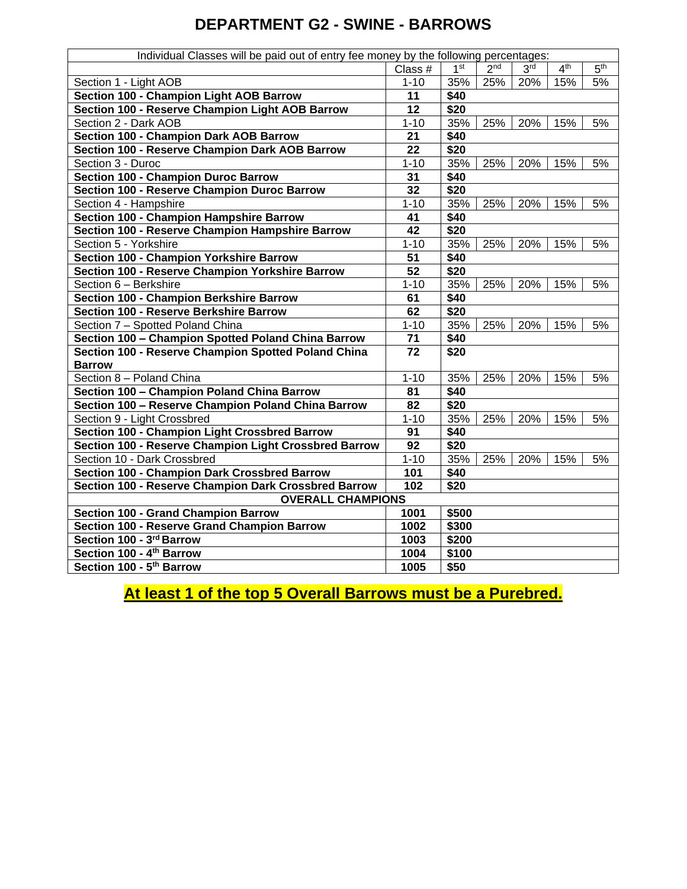# DEPARTMENT G2 - SWINE - BARROWS

| Individual Classes will be paid out of entry fee money by the following percentages: | | | | | | |
|---|---|---|---|---|---|---|
| | Class # | 1st | 2nd | 3rd | 4th | 5th |
| Section 1 - Light AOB | 1-10 | 35% | 25% | 20% | 15% | 5% |
| **Section 100 - Champion Light AOB Barrow** | **11** | **$40** | | | | |
| **Section 100 - Reserve Champion Light AOB Barrow** | **12** | **$20** | | | | |
| Section 2 - Dark AOB | 1-10 | 35% | 25% | 20% | 15% | 5% |
| **Section 100 - Champion Dark AOB Barrow** | **21** | **$40** | | | | |
| **Section 100 - Reserve Champion Dark AOB Barrow** | **22** | **$20** | | | | |
| Section 3 - Duroc | 1-10 | 35% | 25% | 20% | 15% | 5% |
| **Section 100 - Champion Duroc Barrow** | **31** | **$40** | | | | |
| **Section 100 - Reserve Champion Duroc Barrow** | **32** | **$20** | | | | |
| Section 4 - Hampshire | 1-10 | 35% | 25% | 20% | 15% | 5% |
| **Section 100 - Champion Hampshire Barrow** | **41** | **$40** | | | | |
| **Section 100 - Reserve Champion Hampshire Barrow** | **42** | **$20** | | | | |
| Section 5 - Yorkshire | 1-10 | 35% | 25% | 20% | 15% | 5% |
| **Section 100 - Champion Yorkshire Barrow** | **51** | **$40** | | | | |
| **Section 100 - Reserve Champion Yorkshire Barrow** | **52** | **$20** | | | | |
| Section 6 – Berkshire | 1-10 | 35% | 25% | 20% | 15% | 5% |
| **Section 100 - Champion Berkshire Barrow** | **61** | **$40** | | | | |
| **Section 100 - Reserve Berkshire Barrow** | **62** | **$20** | | | | |
| Section 7 – Spotted Poland China | 1-10 | 35% | 25% | 20% | 15% | 5% |
| **Section 100 – Champion Spotted Poland China Barrow** | **71** | **$40** | | | | |
| **Section 100 - Reserve Champion Spotted Poland China Barrow** | **72** | **$20** | | | | |
| Section 8 – Poland China | 1-10 | 35% | 25% | 20% | 15% | 5% |
| **Section 100 – Champion Poland China Barrow** | **81** | **$40** | | | | |
| **Section 100 – Reserve Champion Poland China Barrow** | **82** | **$20** | | | | |
| Section 9 - Light Crossbred | 1-10 | 35% | 25% | 20% | 15% | 5% |
| **Section 100 - Champion Light Crossbred Barrow** | **91** | **$40** | | | | |
| **Section 100 - Reserve Champion Light Crossbred Barrow** | **92** | **$20** | | | | |
| Section 10 - Dark Crossbred | 1-10 | 35% | 25% | 20% | 15% | 5% |
| **Section 100 - Champion Dark Crossbred Barrow** | **101** | **$40** | | | | |
| **Section 100 - Reserve Champion Dark Crossbred Barrow** | **102** | **$20** | | | | |
| **OVERALL CHAMPIONS** | | | | | | |
| **Section 100 - Grand Champion Barrow** | **1001** | **$500** | | | | |
| **Section 100 - Reserve Grand Champion Barrow** | **1002** | **$300** | | | | |
| **Section 100 - 3rd Barrow** | **1003** | **$200** | | | | |
| **Section 100 - 4th Barrow** | **1004** | **$100** | | | | |
| **Section 100 - 5th Barrow** | **1005** | **$50** | | | | |

**At least 1 of the top 5 Overall Barrows must be a Purebred.**